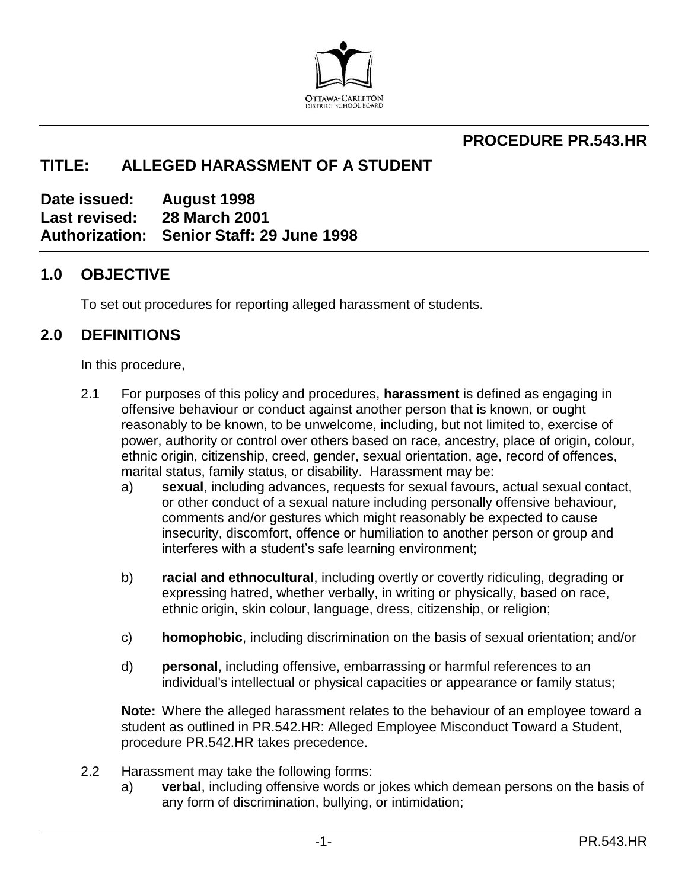OTTAWA-CARLETON DISTRICT SCHOOL BOARD

**PROCEDURE PR.543.HR**

# TITLE: ALLEGED HARASSMENT OF A STUDENT

**Date issued:** August 1998
**Last revised:** 28 March 2001
**Authorization:** Senior Staff: 29 June 1998

## 1.0 OBJECTIVE

To set out procedures for reporting alleged harassment of students.

## 2.0 DEFINITIONS

In this procedure,

2.1 For purposes of this policy and procedures, **harassment** is defined as engaging in offensive behaviour or conduct against another person that is known, or ought reasonably to be known, to be unwelcome, including, but not limited to, exercise of power, authority or control over others based on race, ancestry, place of origin, colour, ethnic origin, citizenship, creed, gender, sexual orientation, age, record of offences, marital status, family status, or disability. Harassment may be:

a) **sexual**, including advances, requests for sexual favours, actual sexual contact, or other conduct of a sexual nature including personally offensive behaviour, comments and/or gestures which might reasonably be expected to cause insecurity, discomfort, offence or humiliation to another person or group and interferes with a student's safe learning environment;

b) **racial and ethnocultural**, including overtly or covertly ridiculing, degrading or expressing hatred, whether verbally, in writing or physically, based on race, ethnic origin, skin colour, language, dress, citizenship, or religion;

c) **homophobic**, including discrimination on the basis of sexual orientation; and/or

d) **personal**, including offensive, embarrassing or harmful references to an individual's intellectual or physical capacities or appearance or family status;

**Note:** Where the alleged harassment relates to the behaviour of an employee toward a student as outlined in PR.542.HR: Alleged Employee Misconduct Toward a Student, procedure PR.542.HR takes precedence.

2.2 Harassment may take the following forms:

a) **verbal**, including offensive words or jokes which demean persons on the basis of any form of discrimination, bullying, or intimidation;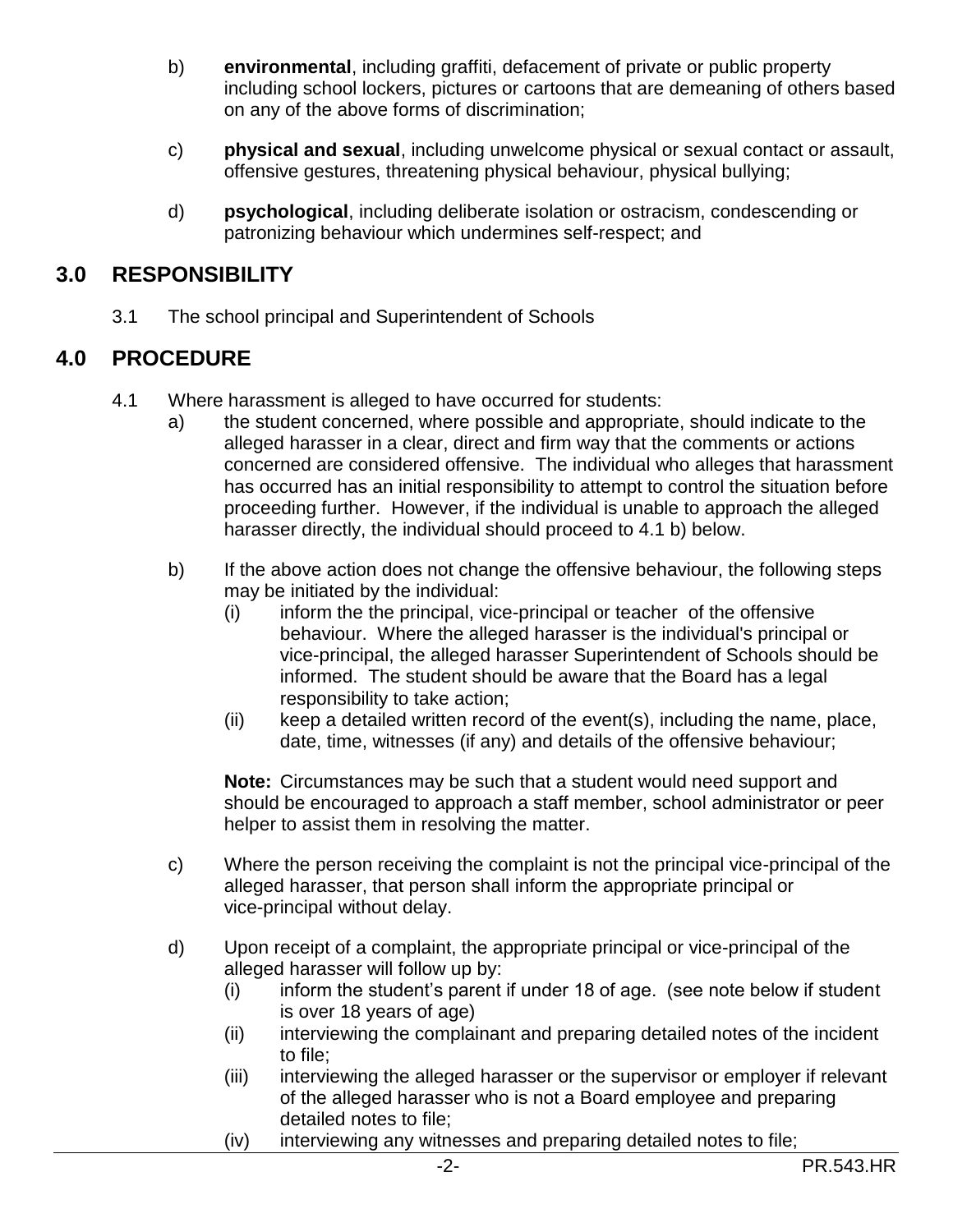b) **environmental**, including graffiti, defacement of private or public property including school lockers, pictures or cartoons that are demeaning of others based on any of the above forms of discrimination;

c) **physical and sexual**, including unwelcome physical or sexual contact or assault, offensive gestures, threatening physical behaviour, physical bullying;

d) **psychological**, including deliberate isolation or ostracism, condescending or patronizing behaviour which undermines self-respect; and

## 3.0 RESPONSIBILITY

3.1 The school principal and Superintendent of Schools

## 4.0 PROCEDURE

4.1 Where harassment is alleged to have occurred for students:

a) the student concerned, where possible and appropriate, should indicate to the alleged harasser in a clear, direct and firm way that the comments or actions concerned are considered offensive. The individual who alleges that harassment has occurred has an initial responsibility to attempt to control the situation before proceeding further. However, if the individual is unable to approach the alleged harasser directly, the individual should proceed to 4.1 b) below.

b) If the above action does not change the offensive behaviour, the following steps may be initiated by the individual:

(i) inform the the principal, vice-principal or teacher of the offensive behaviour. Where the alleged harasser is the individual's principal or vice-principal, the alleged harasser Superintendent of Schools should be informed. The student should be aware that the Board has a legal responsibility to take action;

(ii) keep a detailed written record of the event(s), including the name, place, date, time, witnesses (if any) and details of the offensive behaviour;

**Note:** Circumstances may be such that a student would need support and should be encouraged to approach a staff member, school administrator or peer helper to assist them in resolving the matter.

c) Where the person receiving the complaint is not the principal vice-principal of the alleged harasser, that person shall inform the appropriate principal or vice-principal without delay.

d) Upon receipt of a complaint, the appropriate principal or vice-principal of the alleged harasser will follow up by:

(i) inform the student's parent if under 18 of age. (see note below if student is over 18 years of age)

(ii) interviewing the complainant and preparing detailed notes of the incident to file;

(iii) interviewing the alleged harasser or the supervisor or employer if relevant of the alleged harasser who is not a Board employee and preparing detailed notes to file;

(iv) interviewing any witnesses and preparing detailed notes to file;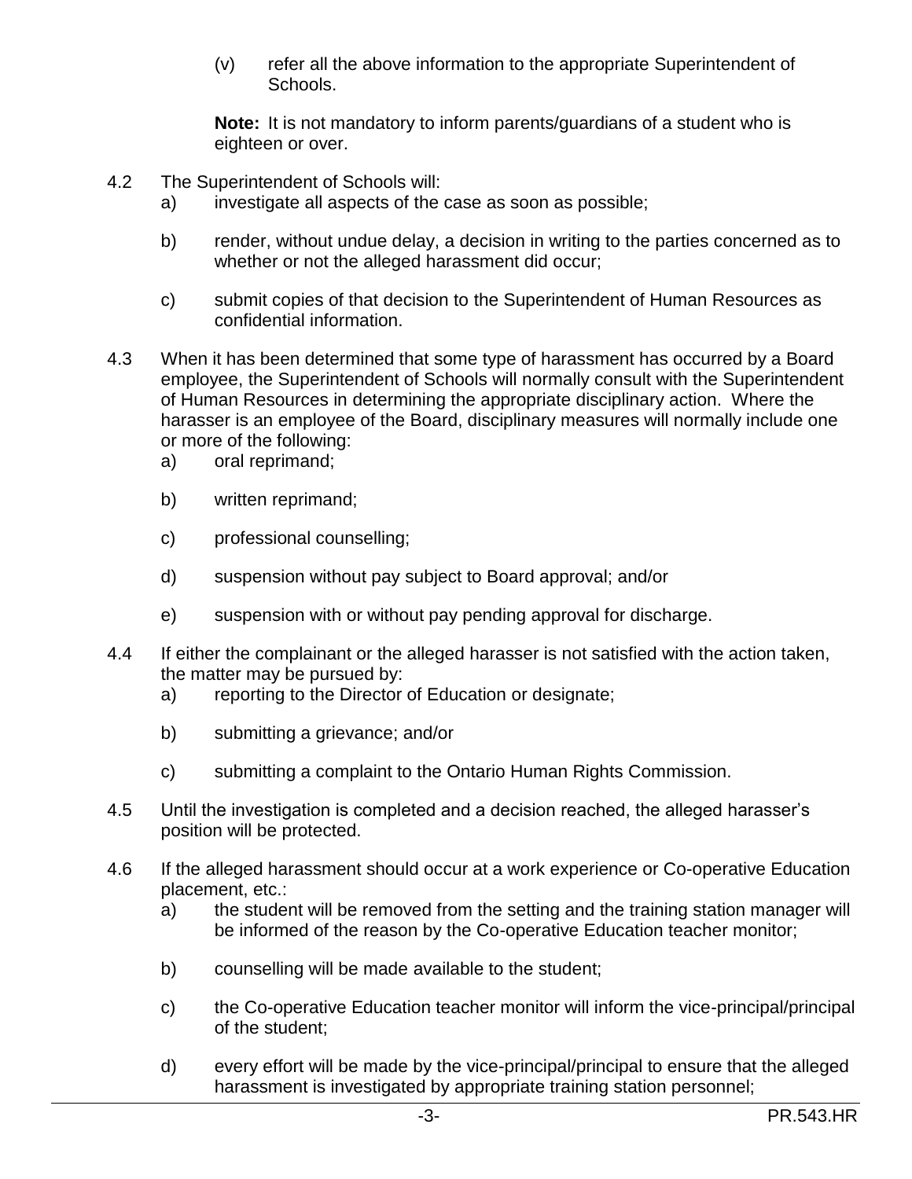(v) refer all the above information to the appropriate Superintendent of Schools.

**Note:** It is not mandatory to inform parents/guardians of a student who is eighteen or over.

4.2 The Superintendent of Schools will:

a) investigate all aspects of the case as soon as possible;

b) render, without undue delay, a decision in writing to the parties concerned as to whether or not the alleged harassment did occur;

c) submit copies of that decision to the Superintendent of Human Resources as confidential information.

4.3 When it has been determined that some type of harassment has occurred by a Board employee, the Superintendent of Schools will normally consult with the Superintendent of Human Resources in determining the appropriate disciplinary action. Where the harasser is an employee of the Board, disciplinary measures will normally include one or more of the following:

a) oral reprimand;

b) written reprimand;

c) professional counselling;

d) suspension without pay subject to Board approval; and/or

e) suspension with or without pay pending approval for discharge.

4.4 If either the complainant or the alleged harasser is not satisfied with the action taken, the matter may be pursued by:

a) reporting to the Director of Education or designate;

b) submitting a grievance; and/or

c) submitting a complaint to the Ontario Human Rights Commission.

4.5 Until the investigation is completed and a decision reached, the alleged harasser's position will be protected.

4.6 If the alleged harassment should occur at a work experience or Co-operative Education placement, etc.:

a) the student will be removed from the setting and the training station manager will be informed of the reason by the Co-operative Education teacher monitor;

b) counselling will be made available to the student;

c) the Co-operative Education teacher monitor will inform the vice-principal/principal of the student;

d) every effort will be made by the vice-principal/principal to ensure that the alleged harassment is investigated by appropriate training station personnel;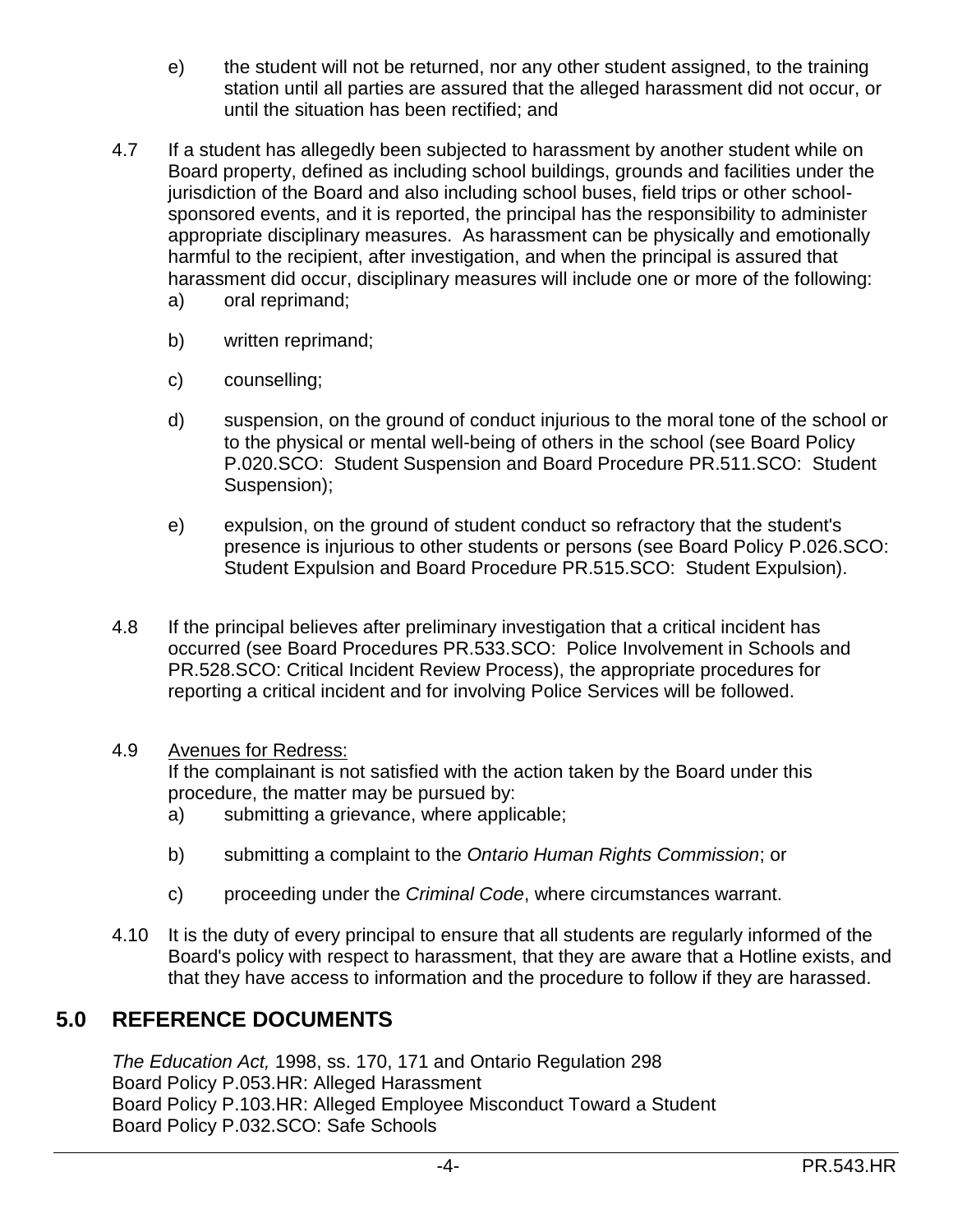e) the student will not be returned, nor any other student assigned, to the training station until all parties are assured that the alleged harassment did not occur, or until the situation has been rectified; and

4.7 If a student has allegedly been subjected to harassment by another student while on Board property, defined as including school buildings, grounds and facilities under the jurisdiction of the Board and also including school buses, field trips or other school-sponsored events, and it is reported, the principal has the responsibility to administer appropriate disciplinary measures. As harassment can be physically and emotionally harmful to the recipient, after investigation, and when the principal is assured that harassment did occur, disciplinary measures will include one or more of the following:

a) oral reprimand;

b) written reprimand;

c) counselling;

d) suspension, on the ground of conduct injurious to the moral tone of the school or to the physical or mental well-being of others in the school (see Board Policy P.020.SCO: Student Suspension and Board Procedure PR.511.SCO: Student Suspension);

e) expulsion, on the ground of student conduct so refractory that the student's presence is injurious to other students or persons (see Board Policy P.026.SCO: Student Expulsion and Board Procedure PR.515.SCO: Student Expulsion).

4.8 If the principal believes after preliminary investigation that a critical incident has occurred (see Board Procedures PR.533.SCO: Police Involvement in Schools and PR.528.SCO: Critical Incident Review Process), the appropriate procedures for reporting a critical incident and for involving Police Services will be followed.

4.9 Avenues for Redress:
If the complainant is not satisfied with the action taken by the Board under this procedure, the matter may be pursued by:

a) submitting a grievance, where applicable;

b) submitting a complaint to the *Ontario Human Rights Commission*; or

c) proceeding under the *Criminal Code*, where circumstances warrant.

4.10 It is the duty of every principal to ensure that all students are regularly informed of the Board's policy with respect to harassment, that they are aware that a Hotline exists, and that they have access to information and the procedure to follow if they are harassed.

## 5.0 REFERENCE DOCUMENTS

*The Education Act,* 1998, ss. 170, 171 and Ontario Regulation 298
Board Policy P.053.HR: Alleged Harassment
Board Policy P.103.HR: Alleged Employee Misconduct Toward a Student
Board Policy P.032.SCO: Safe Schools